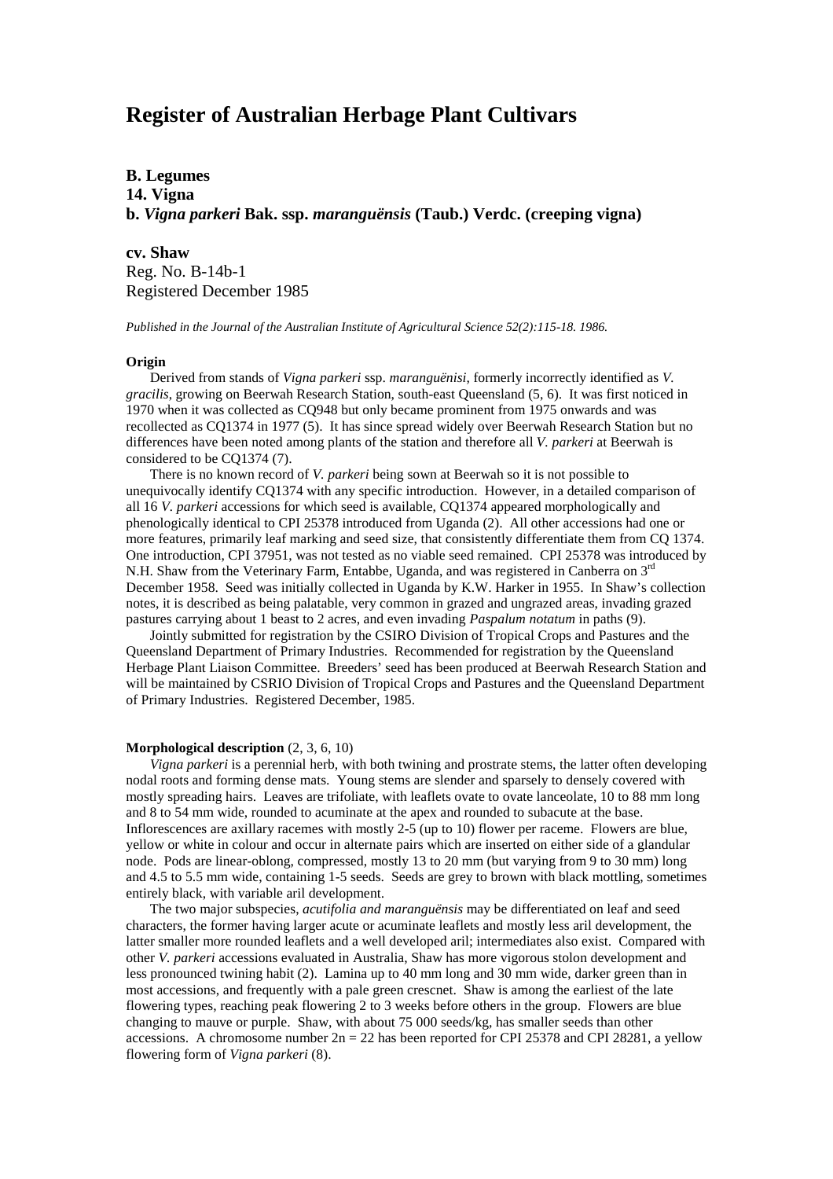# Register of Australian Herbage Plant Cultivars

**B. Legumes**
**14. Vigna**
**b. *Vigna parkeri* Bak. ssp. *maranguënsis* (Taub.) Verdc. (creeping vigna)**

**cv. Shaw**
Reg. No. B-14b-1
Registered December 1985

*Published in the Journal of the Australian Institute of Agricultural Science 52(2):115-18. 1986.*

**Origin**

Derived from stands of *Vigna parkeri* ssp. *maranguënisi*, formerly incorrectly identified as *V. gracilis*, growing on Beerwah Research Station, south-east Queensland (5, 6). It was first noticed in 1970 when it was collected as CQ948 but only became prominent from 1975 onwards and was recollected as CQ1374 in 1977 (5). It has since spread widely over Beerwah Research Station but no differences have been noted among plants of the station and therefore all *V. parkeri* at Beerwah is considered to be CQ1374 (7).

There is no known record of *V. parkeri* being sown at Beerwah so it is not possible to unequivocally identify CQ1374 with any specific introduction. However, in a detailed comparison of all 16 *V. parkeri* accessions for which seed is available, CQ1374 appeared morphologically and phenologically identical to CPI 25378 introduced from Uganda (2). All other accessions had one or more features, primarily leaf marking and seed size, that consistently differentiate them from CQ 1374. One introduction, CPI 37951, was not tested as no viable seed remained. CPI 25378 was introduced by N.H. Shaw from the Veterinary Farm, Entabbe, Uganda, and was registered in Canberra on 3rd December 1958. Seed was initially collected in Uganda by K.W. Harker in 1955. In Shaw's collection notes, it is described as being palatable, very common in grazed and ungrazed areas, invading grazed pastures carrying about 1 beast to 2 acres, and even invading *Paspalum notatum* in paths (9).

Jointly submitted for registration by the CSIRO Division of Tropical Crops and Pastures and the Queensland Department of Primary Industries. Recommended for registration by the Queensland Herbage Plant Liaison Committee. Breeders' seed has been produced at Beerwah Research Station and will be maintained by CSRIO Division of Tropical Crops and Pastures and the Queensland Department of Primary Industries. Registered December, 1985.

**Morphological description** (2, 3, 6, 10)

*Vigna parkeri* is a perennial herb, with both twining and prostrate stems, the latter often developing nodal roots and forming dense mats. Young stems are slender and sparsely to densely covered with mostly spreading hairs. Leaves are trifoliate, with leaflets ovate to ovate lanceolate, 10 to 88 mm long and 8 to 54 mm wide, rounded to acuminate at the apex and rounded to subacute at the base. Inflorescences are axillary racemes with mostly 2-5 (up to 10) flower per raceme. Flowers are blue, yellow or white in colour and occur in alternate pairs which are inserted on either side of a glandular node. Pods are linear-oblong, compressed, mostly 13 to 20 mm (but varying from 9 to 30 mm) long and 4.5 to 5.5 mm wide, containing 1-5 seeds. Seeds are grey to brown with black mottling, sometimes entirely black, with variable aril development.

The two major subspecies, *acutifolia and maranguënsis* may be differentiated on leaf and seed characters, the former having larger acute or acuminate leaflets and mostly less aril development, the latter smaller more rounded leaflets and a well developed aril; intermediates also exist. Compared with other *V. parkeri* accessions evaluated in Australia, Shaw has more vigorous stolon development and less pronounced twining habit (2). Lamina up to 40 mm long and 30 mm wide, darker green than in most accessions, and frequently with a pale green crescnet. Shaw is among the earliest of the late flowering types, reaching peak flowering 2 to 3 weeks before others in the group. Flowers are blue changing to mauve or purple. Shaw, with about 75 000 seeds/kg, has smaller seeds than other accessions. A chromosome number $2n = 22$ has been reported for CPI 25378 and CPI 28281, a yellow flowering form of *Vigna parkeri* (8).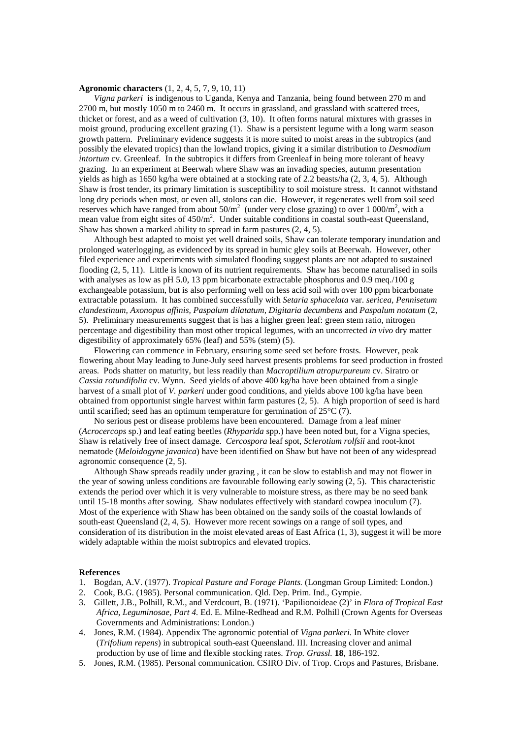**Agronomic characters** (1, 2, 4, 5, 7, 9, 10, 11)

*Vigna parkeri* is indigenous to Uganda, Kenya and Tanzania, being found between 270 m and 2700 m, but mostly 1050 m to 2460 m. It occurs in grassland, and grassland with scattered trees, thicket or forest, and as a weed of cultivation (3, 10). It often forms natural mixtures with grasses in moist ground, producing excellent grazing (1). Shaw is a persistent legume with a long warm season growth pattern. Preliminary evidence suggests it is more suited to moist areas in the subtropics (and possibly the elevated tropics) than the lowland tropics, giving it a similar distribution to *Desmodium intortum* cv. Greenleaf. In the subtropics it differs from Greenleaf in being more tolerant of heavy grazing. In an experiment at Beerwah where Shaw was an invading species, autumn presentation yields as high as 1650 kg/ha were obtained at a stocking rate of 2.2 beasts/ha (2, 3, 4, 5). Although Shaw is frost tender, its primary limitation is susceptibility to soil moisture stress. It cannot withstand long dry periods when most, or even all, stolons can die. However, it regenerates well from soil seed reserves which have ranged from about 50/m$^2$ (under very close grazing) to over 1 000/m$^2$, with a mean value from eight sites of 450/m$^2$. Under suitable conditions in coastal south-east Queensland, Shaw has shown a marked ability to spread in farm pastures (2, 4, 5).

Although best adapted to moist yet well drained soils, Shaw can tolerate temporary inundation and prolonged waterlogging, as evidenced by its spread in humic gley soils at Beerwah. However, other filed experience and experiments with simulated flooding suggest plants are not adapted to sustained flooding (2, 5, 11). Little is known of its nutrient requirements. Shaw has become naturalised in soils with analyses as low as pH 5.0, 13 ppm bicarbonate extractable phosphorus and 0.9 meq./100 g exchangeable potassium, but is also performing well on less acid soil with over 100 ppm bicarbonate extractable potassium. It has combined successfully with *Setaria sphacelata* var. *sericea*, *Pennisetum clandestinum, Axonopus affinis, Paspalum dilatatum, Digitaria decumbens* and *Paspalum notatum* (2, 5). Preliminary measurements suggest that is has a higher green leaf: green stem ratio, nitrogen percentage and digestibility than most other tropical legumes, with an uncorrected *in vivo* dry matter digestibility of approximately 65% (leaf) and 55% (stem) (5).

Flowering can commence in February, ensuring some seed set before frosts. However, peak flowering about May leading to June-July seed harvest presents problems for seed production in frosted areas. Pods shatter on maturity, but less readily than *Macroptilium atropurpureum* cv. Siratro or *Cassia rotundifolia* cv. Wynn. Seed yields of above 400 kg/ha have been obtained from a single harvest of a small plot of *V. parkeri* under good conditions, and yields above 100 kg/ha have been obtained from opportunist single harvest within farm pastures (2, 5). A high proportion of seed is hard until scarified; seed has an optimum temperature for germination of 25°C (7).

No serious pest or disease problems have been encountered. Damage from a leaf miner (*Acrocercops* sp.) and leaf eating beetles (*Rhyparida* spp.) have been noted but, for a Vigna species, Shaw is relatively free of insect damage. *Cercospora* leaf spot, *Sclerotium rolfsii* and root-knot nematode (*Meloidogyne javanica*) have been identified on Shaw but have not been of any widespread agronomic consequence (2, 5).

Although Shaw spreads readily under grazing , it can be slow to establish and may not flower in the year of sowing unless conditions are favourable following early sowing (2, 5). This characteristic extends the period over which it is very vulnerable to moisture stress, as there may be no seed bank until 15-18 months after sowing. Shaw nodulates effectively with standard cowpea inoculum (7). Most of the experience with Shaw has been obtained on the sandy soils of the coastal lowlands of south-east Queensland (2, 4, 5). However more recent sowings on a range of soil types, and consideration of its distribution in the moist elevated areas of East Africa (1, 3), suggest it will be more widely adaptable within the moist subtropics and elevated tropics.

**References**

1. Bogdan, A.V. (1977). *Tropical Pasture and Forage Plants.* (Longman Group Limited: London.)
2. Cook, B.G. (1985). Personal communication. Qld. Dep. Prim. Ind., Gympie.
3. Gillett, J.B., Polhill, R.M., and Verdcourt, B. (1971). 'Papilionoideae (2)' in *Flora of Tropical East Africa, Leguminosae, Part 4.* Ed. E. Milne-Redhead and R.M. Polhill (Crown Agents for Overseas Governments and Administrations: London.)
4. Jones, R.M. (1984). Appendix The agronomic potential of *Vigna parkeri.* In White clover (*Trifolium repens*) in subtropical south-east Queensland. III. Increasing clover and animal production by use of lime and flexible stocking rates. *Trop. Grassl.* **18**, 186-192.
5. Jones, R.M. (1985). Personal communication. CSIRO Div. of Trop. Crops and Pastures, Brisbane.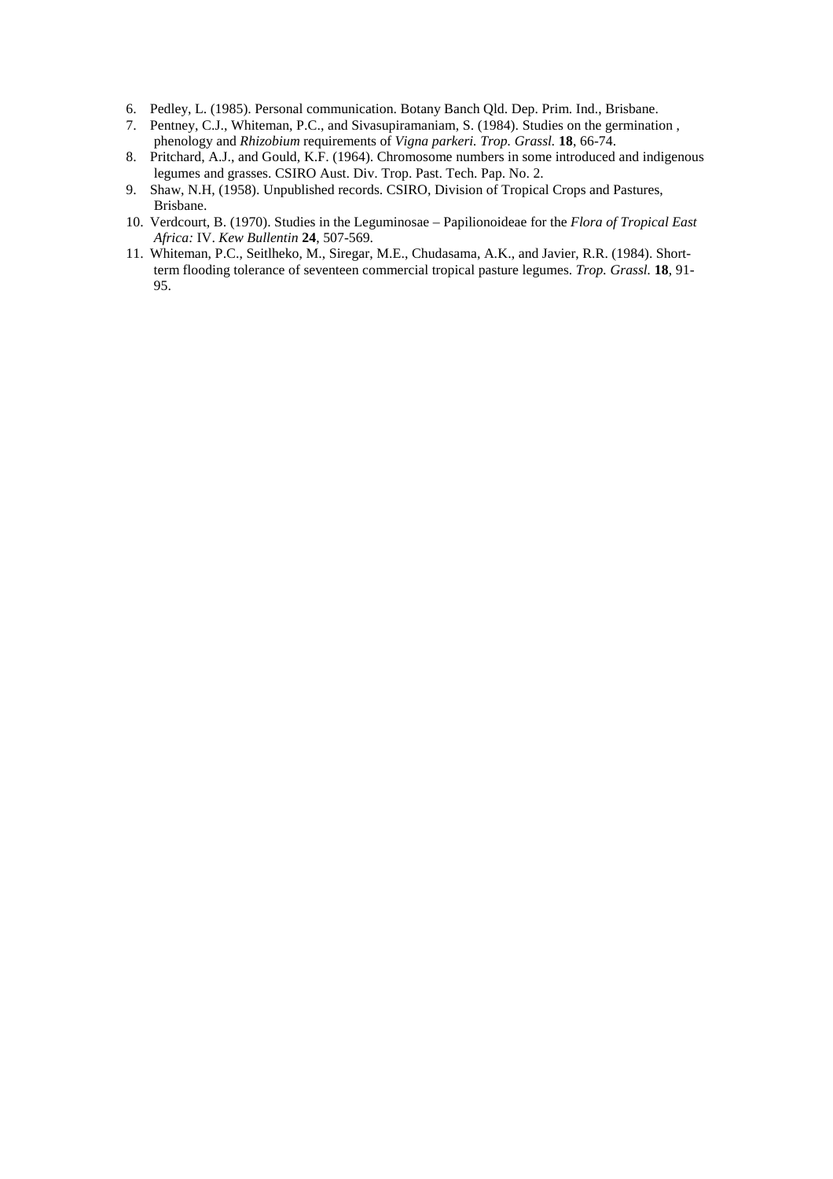6. Pedley, L. (1985). Personal communication. Botany Banch Qld. Dep. Prim. Ind., Brisbane.
7. Pentney, C.J., Whiteman, P.C., and Sivasupiramaniam, S. (1984). Studies on the germination , phenology and *Rhizobium* requirements of *Vigna parkeri. Trop. Grassl.* **18**, 66-74.
8. Pritchard, A.J., and Gould, K.F. (1964). Chromosome numbers in some introduced and indigenous legumes and grasses. CSIRO Aust. Div. Trop. Past. Tech. Pap. No. 2.
9. Shaw, N.H, (1958). Unpublished records. CSIRO, Division of Tropical Crops and Pastures, Brisbane.
10. Verdcourt, B. (1970). Studies in the Leguminosae – Papilionoideae for the *Flora of Tropical East Africa:* IV. *Kew Bullentin* **24**, 507-569.
11. Whiteman, P.C., Seitlheko, M., Siregar, M.E., Chudasama, A.K., and Javier, R.R. (1984). Short-term flooding tolerance of seventeen commercial tropical pasture legumes. *Trop. Grassl.* **18**, 91-95.